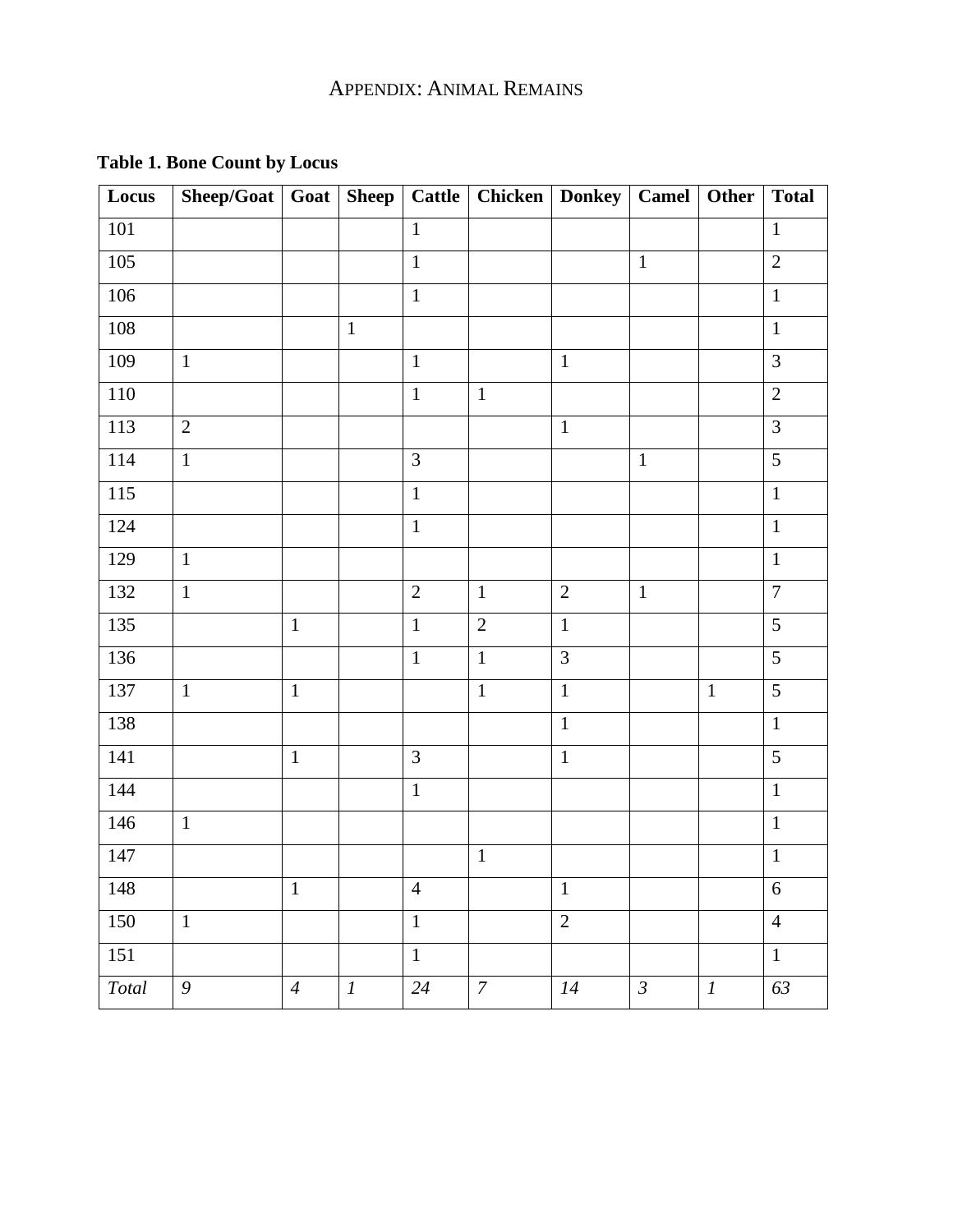# APPENDIX: ANIMAL REMAINS

**Table 1. Bone Count by Locus**

| Locus | Sheep/Goat | Goat | Sheep | Cattle | Chicken | Donkey | Camel | Other | Total |
|---|---|---|---|---|---|---|---|---|---|
| 101 | | | | 1 | | | | | 1 |
| 105 | | | | 1 | | | 1 | | 2 |
| 106 | | | | 1 | | | | | 1 |
| 108 | | | 1 | | | | | | 1 |
| 109 | 1 | | | 1 | | 1 | | | 3 |
| 110 | | | | 1 | 1 | | | | 2 |
| 113 | 2 | | | | | 1 | | | 3 |
| 114 | 1 | | | 3 | | | 1 | | 5 |
| 115 | | | | 1 | | | | | 1 |
| 124 | | | | 1 | | | | | 1 |
| 129 | 1 | | | | | | | | 1 |
| 132 | 1 | | | 2 | 1 | 2 | 1 | | 7 |
| 135 | | 1 | | 1 | 2 | 1 | | | 5 |
| 136 | | | | 1 | 1 | 3 | | | 5 |
| 137 | 1 | 1 | | | 1 | 1 | | 1 | 5 |
| 138 | | | | | | 1 | | | 1 |
| 141 | | 1 | | 3 | | 1 | | | 5 |
| 144 | | | | 1 | | | | | 1 |
| 146 | 1 | | | | | | | | 1 |
| 147 | | | | | 1 | | | | 1 |
| 148 | | 1 | | 4 | | 1 | | | 6 |
| 150 | 1 | | | 1 | | 2 | | | 4 |
| 151 | | | | 1 | | | | | 1 |
| *Total* | *9* | *4* | *1* | *24* | *7* | *14* | *3* | *1* | *63* |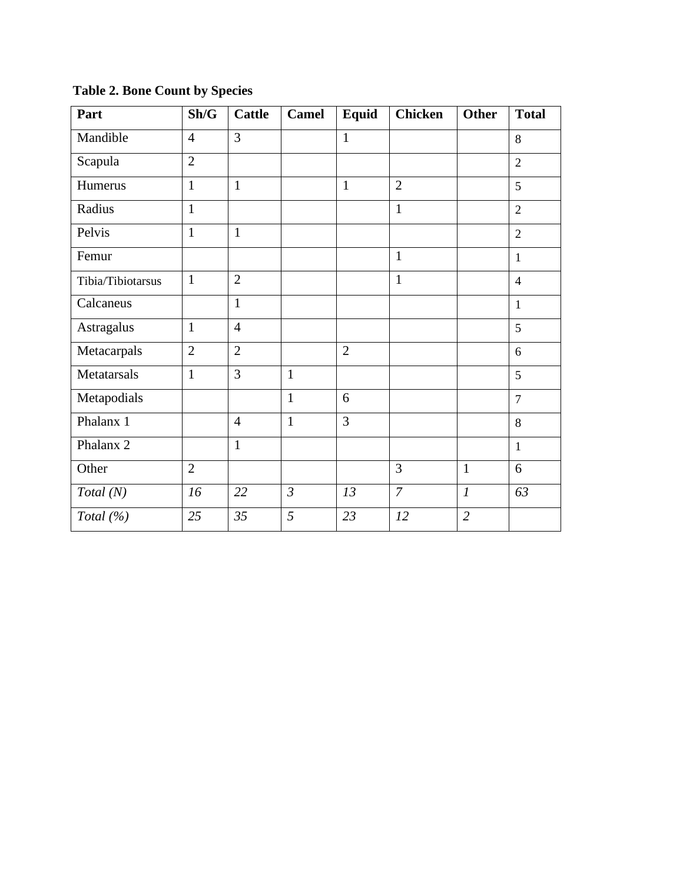**Table 2. Bone Count by Species**

| Part | Sh/G | Cattle | Camel | Equid | Chicken | Other | Total |
|---|---|---|---|---|---|---|---|
| Mandible | 4 | 3 | | 1 | | | 8 |
| Scapula | 2 | | | | | | 2 |
| Humerus | 1 | 1 | | 1 | 2 | | 5 |
| Radius | 1 | | | | 1 | | 2 |
| Pelvis | 1 | 1 | | | | | 2 |
| Femur | | | | | 1 | | 1 |
| Tibia/Tibiotarsus | 1 | 2 | | | 1 | | 4 |
| Calcaneus | | 1 | | | | | 1 |
| Astragalus | 1 | 4 | | | | | 5 |
| Metacarpals | 2 | 2 | | 2 | | | 6 |
| Metatarsals | 1 | 3 | 1 | | | | 5 |
| Metapodials | | | 1 | 6 | | | 7 |
| Phalanx 1 | | 4 | 1 | 3 | | | 8 |
| Phalanx 2 | | 1 | | | | | 1 |
| Other | 2 | | | | 3 | 1 | 6 |
| *Total (N)* | *16* | *22* | *3* | *13* | *7* | *1* | *63* |
| *Total (%)* | *25* | *35* | *5* | *23* | *12* | *2* | |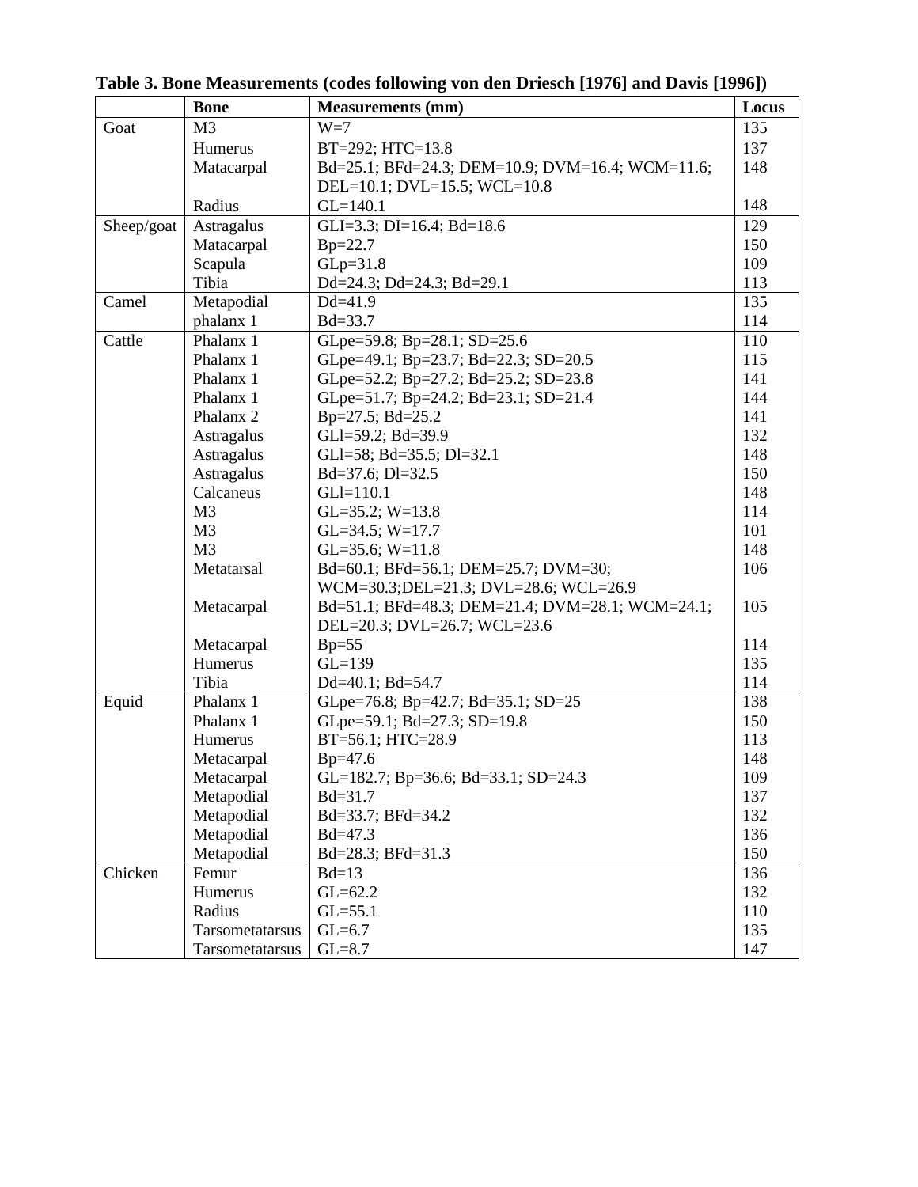**Table 3. Bone Measurements (codes following von den Driesch [1976] and Davis [1996])**

| | Bone | Measurements (mm) | Locus |
|---|---|---|---|
| Goat | M3 | W=7 | 135 |
| | Humerus | BT=292; HTC=13.8 | 137 |
| | Matacarpal | Bd=25.1; BFd=24.3; DEM=10.9; DVM=16.4; WCM=11.6; DEL=10.1; DVL=15.5; WCL=10.8 | 148 |
| | Radius | GL=140.1 | 148 |
| Sheep/goat | Astragalus | GLI=3.3; DI=16.4; Bd=18.6 | 129 |
| | Matacarpal | Bp=22.7 | 150 |
| | Scapula | GLp=31.8 | 109 |
| | Tibia | Dd=24.3; Dd=24.3; Bd=29.1 | 113 |
| Camel | Metapodial | Dd=41.9 | 135 |
| | phalanx 1 | Bd=33.7 | 114 |
| Cattle | Phalanx 1 | GLpe=59.8; Bp=28.1; SD=25.6 | 110 |
| | Phalanx 1 | GLpe=49.1; Bp=23.7; Bd=22.3; SD=20.5 | 115 |
| | Phalanx 1 | GLpe=52.2; Bp=27.2; Bd=25.2; SD=23.8 | 141 |
| | Phalanx 1 | GLpe=51.7; Bp=24.2; Bd=23.1; SD=21.4 | 144 |
| | Phalanx 2 | Bp=27.5; Bd=25.2 | 141 |
| | Astragalus | GLl=59.2; Bd=39.9 | 132 |
| | Astragalus | GLl=58; Bd=35.5; Dl=32.1 | 148 |
| | Astragalus | Bd=37.6; Dl=32.5 | 150 |
| | Calcaneus | GLl=110.1 | 148 |
| | M3 | GL=35.2; W=13.8 | 114 |
| | M3 | GL=34.5; W=17.7 | 101 |
| | M3 | GL=35.6; W=11.8 | 148 |
| | Metatarsal | Bd=60.1; BFd=56.1; DEM=25.7; DVM=30; WCM=30.3;DEL=21.3; DVL=28.6; WCL=26.9 | 106 |
| | Metacarpal | Bd=51.1; BFd=48.3; DEM=21.4; DVM=28.1; WCM=24.1; DEL=20.3; DVL=26.7; WCL=23.6 | 105 |
| | Metacarpal | Bp=55 | 114 |
| | Humerus | GL=139 | 135 |
| | Tibia | Dd=40.1; Bd=54.7 | 114 |
| Equid | Phalanx 1 | GLpe=76.8; Bp=42.7; Bd=35.1; SD=25 | 138 |
| | Phalanx 1 | GLpe=59.1; Bd=27.3; SD=19.8 | 150 |
| | Humerus | BT=56.1; HTC=28.9 | 113 |
| | Metacarpal | Bp=47.6 | 148 |
| | Metacarpal | GL=182.7; Bp=36.6; Bd=33.1; SD=24.3 | 109 |
| | Metapodial | Bd=31.7 | 137 |
| | Metapodial | Bd=33.7; BFd=34.2 | 132 |
| | Metapodial | Bd=47.3 | 136 |
| | Metapodial | Bd=28.3; BFd=31.3 | 150 |
| Chicken | Femur | Bd=13 | 136 |
| | Humerus | GL=62.2 | 132 |
| | Radius | GL=55.1 | 110 |
| | Tarsometatarsus | GL=6.7 | 135 |
| | Tarsometatarsus | GL=8.7 | 147 |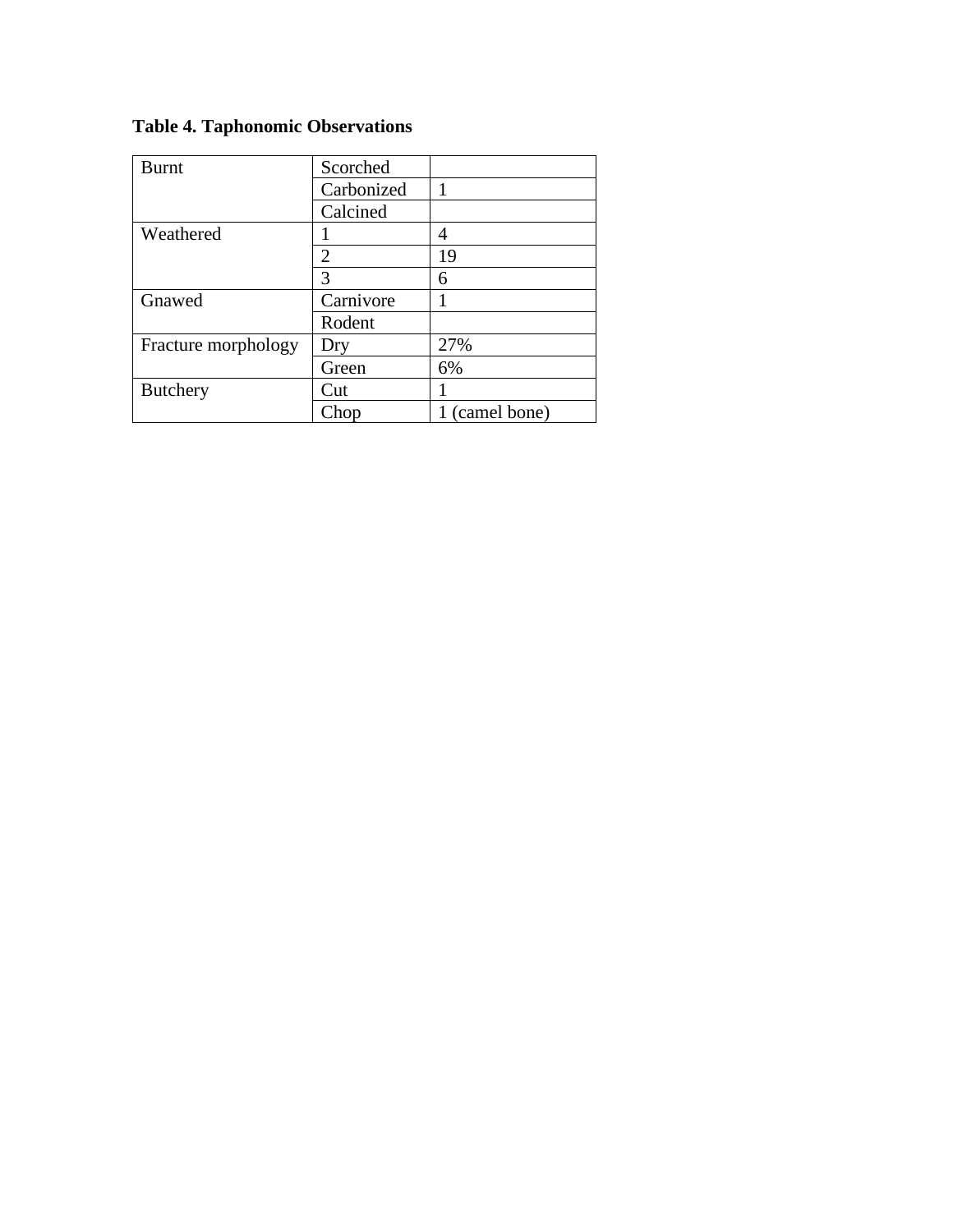**Table 4. Taphonomic Observations**

| | | |
|---|---|---|
| Burnt | Scorched | |
| | Carbonized | 1 |
| | Calcined | |
| Weathered | 1 | 4 |
| | 2 | 19 |
| | 3 | 6 |
| Gnawed | Carnivore | 1 |
| | Rodent | |
| Fracture morphology | Dry | 27% |
| | Green | 6% |
| Butchery | Cut | 1 |
| | Chop | 1 (camel bone) |